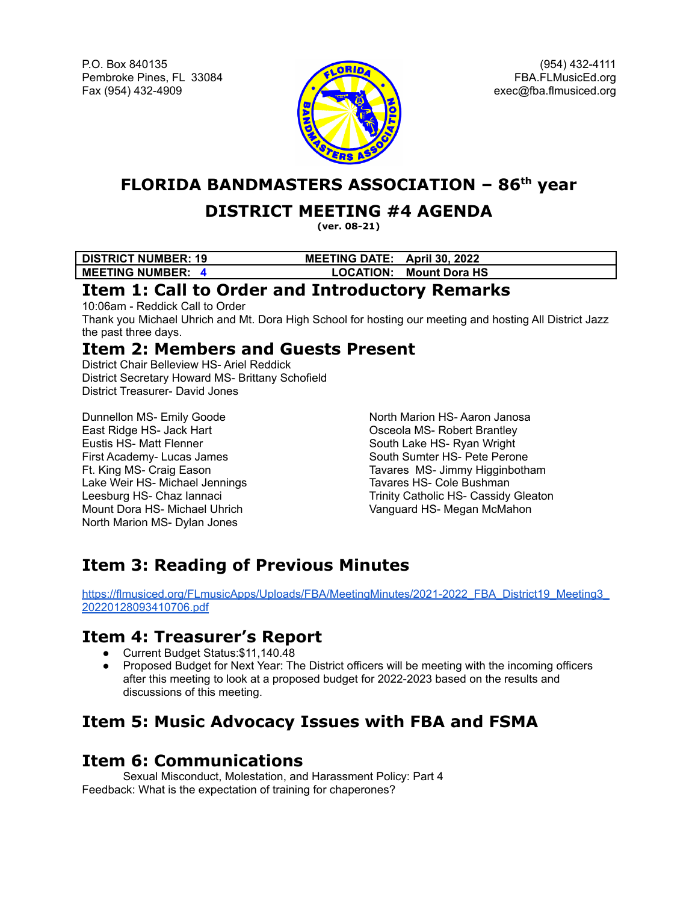P.O. Box 840135
Pembroke Pines, FL 33084
Fax (954) 432-4909

(954) 432-4111
FBA.FLMusicEd.org
exec@fba.flmusiced.org

# FLORIDA BANDMASTERS ASSOCIATION – 86th year

## DISTRICT MEETING #4 AGENDA

**(ver. 08-21)**

| DISTRICT NUMBER: 19 | MEETING DATE: April 30, 2022 |
|---|---|
| MEETING NUMBER: 4 | LOCATION: Mount Dora HS |

## Item 1: Call to Order and Introductory Remarks

10:06am - Reddick Call to Order

Thank you Michael Uhrich and Mt. Dora High School for hosting our meeting and hosting All District Jazz the past three days.

## Item 2: Members and Guests Present

District Chair Belleview HS- Ariel Reddick
District Secretary Howard MS- Brittany Schofield
District Treasurer- David Jones

Dunnellon MS- Emily Goode
East Ridge HS- Jack Hart
Eustis HS- Matt Flenner
First Academy- Lucas James
Ft. King MS- Craig Eason
Lake Weir HS- Michael Jennings
Leesburg HS- Chaz Iannaci
Mount Dora HS- Michael Uhrich
North Marion MS- Dylan Jones
North Marion HS- Aaron Janosa
Osceola MS- Robert Brantley
South Lake HS- Ryan Wright
South Sumter HS- Pete Perone
Tavares MS- Jimmy Higginbotham
Tavares HS- Cole Bushman
Trinity Catholic HS- Cassidy Gleaton
Vanguard HS- Megan McMahon

## Item 3: Reading of Previous Minutes

https://flmusiced.org/FLmusicApps/Uploads/FBA/MeetingMinutes/2021-2022_FBA_District19_Meeting3_20220128093410706.pdf

## Item 4: Treasurer's Report

- Current Budget Status:$11,140.48
- Proposed Budget for Next Year: The District officers will be meeting with the incoming officers after this meeting to look at a proposed budget for 2022-2023 based on the results and discussions of this meeting.

## Item 5: Music Advocacy Issues with FBA and FSMA

## Item 6: Communications

Sexual Misconduct, Molestation, and Harassment Policy: Part 4

Feedback: What is the expectation of training for chaperones?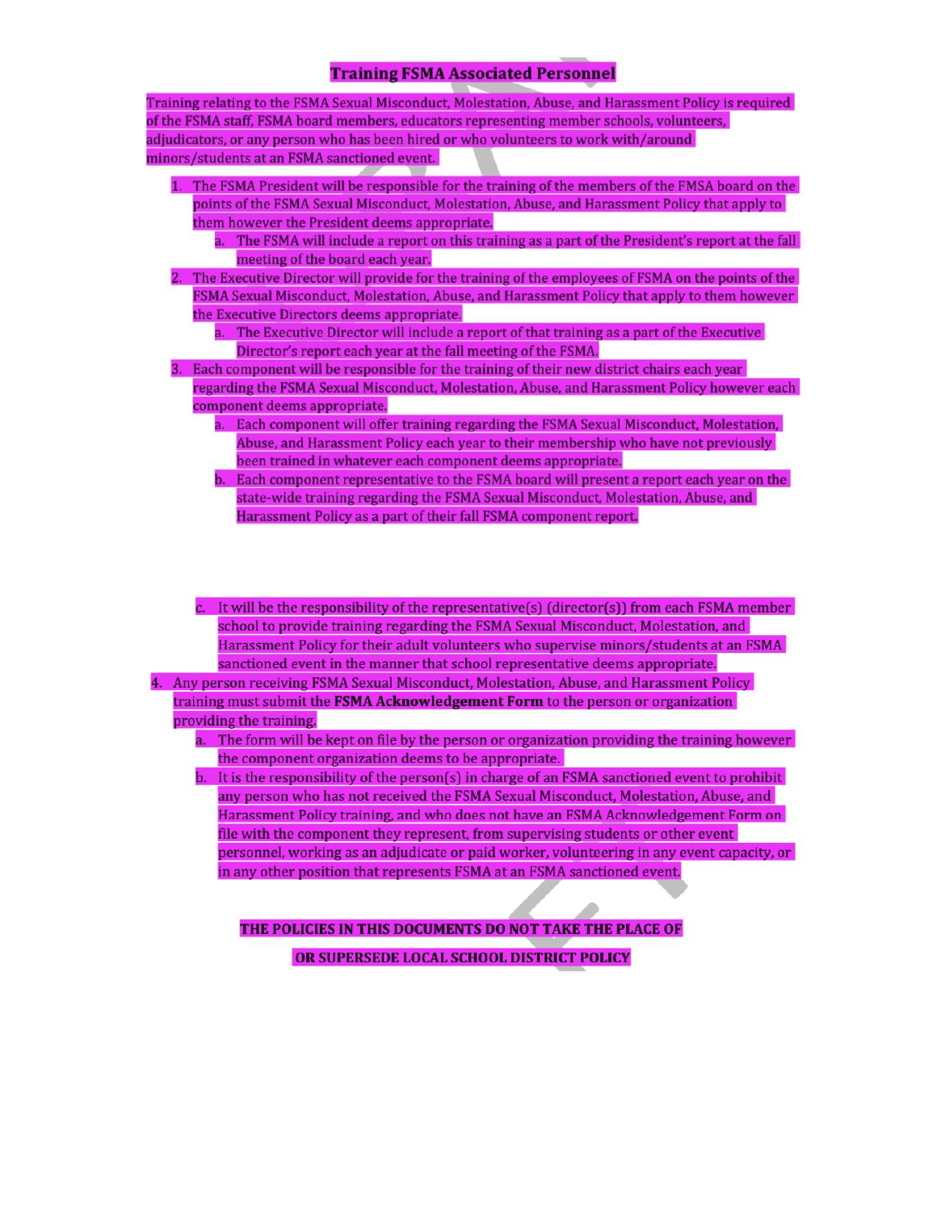## Training FSMA Associated Personnel

Training relating to the FSMA Sexual Misconduct, Molestation, Abuse, and Harassment Policy is required of the FSMA staff, FSMA board members, educators representing member schools, volunteers, adjudicators, or any person who has been hired or who volunteers to work with/around minors/students at an FSMA sanctioned event.

1. The FSMA President will be responsible for the training of the members of the FMSA board on the points of the FSMA Sexual Misconduct, Molestation, Abuse, and Harassment Policy that apply to them however the President deems appropriate.
    a. The FSMA will include a report on this training as a part of the President's report at the fall meeting of the board each year.
2. The Executive Director will provide for the training of the employees of FSMA on the points of the FSMA Sexual Misconduct, Molestation, Abuse, and Harassment Policy that apply to them however the Executive Directors deems appropriate.
    a. The Executive Director will include a report of that training as a part of the Executive Director's report each year at the fall meeting of the FSMA.
3. Each component will be responsible for the training of their new district chairs each year regarding the FSMA Sexual Misconduct, Molestation, Abuse, and Harassment Policy however each component deems appropriate.
    a. Each component will offer training regarding the FSMA Sexual Misconduct, Molestation, Abuse, and Harassment Policy each year to their membership who have not previously been trained in whatever each component deems appropriate.
    b. Each component representative to the FSMA board will present a report each year on the state-wide training regarding the FSMA Sexual Misconduct, Molestation, Abuse, and Harassment Policy as a part of their fall FSMA component report.
    c. It will be the responsibility of the representative(s) (director(s)) from each FSMA member school to provide training regarding the FSMA Sexual Misconduct, Molestation, and Harassment Policy for their adult volunteers who supervise minors/students at an FSMA sanctioned event in the manner that school representative deems appropriate.
4. Any person receiving FSMA Sexual Misconduct, Molestation, Abuse, and Harassment Policy training must submit the **FSMA Acknowledgement Form** to the person or organization providing the training.
    a. The form will be kept on file by the person or organization providing the training however the component organization deems to be appropriate.
    b. It is the responsibility of the person(s) in charge of an FSMA sanctioned event to prohibit any person who has not received the FSMA Sexual Misconduct, Molestation, Abuse, and Harassment Policy training, and who does not have an FSMA Acknowledgement Form on file with the component they represent, from supervising students or other event personnel, working as an adjudicate or paid worker, volunteering in any event capacity, or in any other position that represents FSMA at an FSMA sanctioned event.

**THE POLICIES IN THIS DOCUMENTS DO NOT TAKE THE PLACE OF**

**OR SUPERSEDE LOCAL SCHOOL DISTRICT POLICY**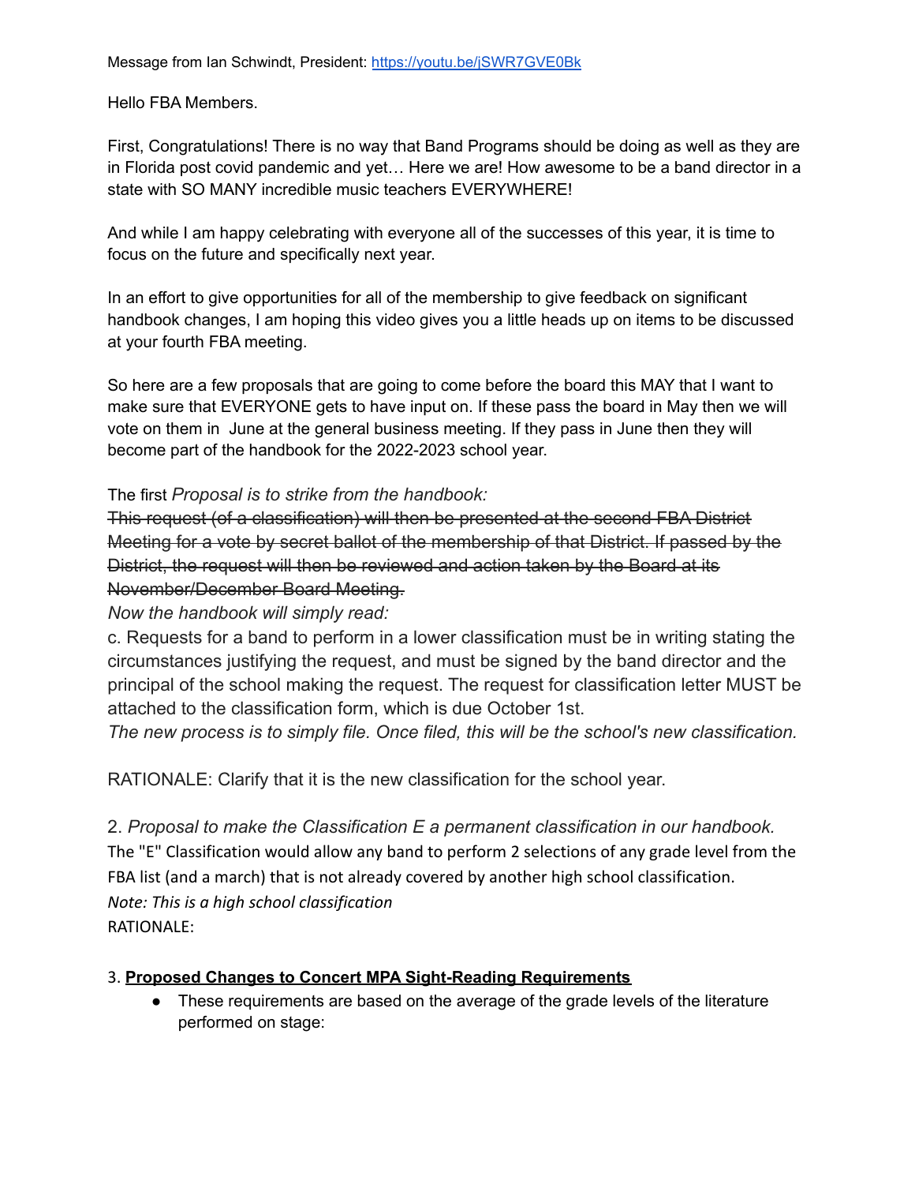Message from Ian Schwindt, President: https://youtu.be/jSWR7GVE0Bk

Hello FBA Members.

First, Congratulations! There is no way that Band Programs should be doing as well as they are in Florida post covid pandemic and yet… Here we are! How awesome to be a band director in a state with SO MANY incredible music teachers EVERYWHERE!

And while I am happy celebrating with everyone all of the successes of this year, it is time to focus on the future and specifically next year.

In an effort to give opportunities for all of the membership to give feedback on significant handbook changes, I am hoping this video gives you a little heads up on items to be discussed at your fourth FBA meeting.

So here are a few proposals that are going to come before the board this MAY that I want to make sure that EVERYONE gets to have input on. If these pass the board in May then we will vote on them in June at the general business meeting. If they pass in June then they will become part of the handbook for the 2022-2023 school year.

The first *Proposal is to strike from the handbook:*

~~This request (of a classification) will then be presented at the second FBA District Meeting for a vote by secret ballot of the membership of that District. If passed by the District, the request will then be reviewed and action taken by the Board at its November/December Board Meeting.~~

*Now the handbook will simply read:*

c. Requests for a band to perform in a lower classification must be in writing stating the circumstances justifying the request, and must be signed by the band director and the principal of the school making the request. The request for classification letter MUST be attached to the classification form, which is due October 1st.

*The new process is to simply file. Once filed, this will be the school's new classification.*

RATIONALE: Clarify that it is the new classification for the school year.

2. *Proposal to make the Classification E a permanent classification in our handbook.*

The "E" Classification would allow any band to perform 2 selections of any grade level from the FBA list (and a march) that is not already covered by another high school classification.

*Note: This is a high school classification*

RATIONALE:

3. **Proposed Changes to Concert MPA Sight-Reading Requirements**

- These requirements are based on the average of the grade levels of the literature performed on stage: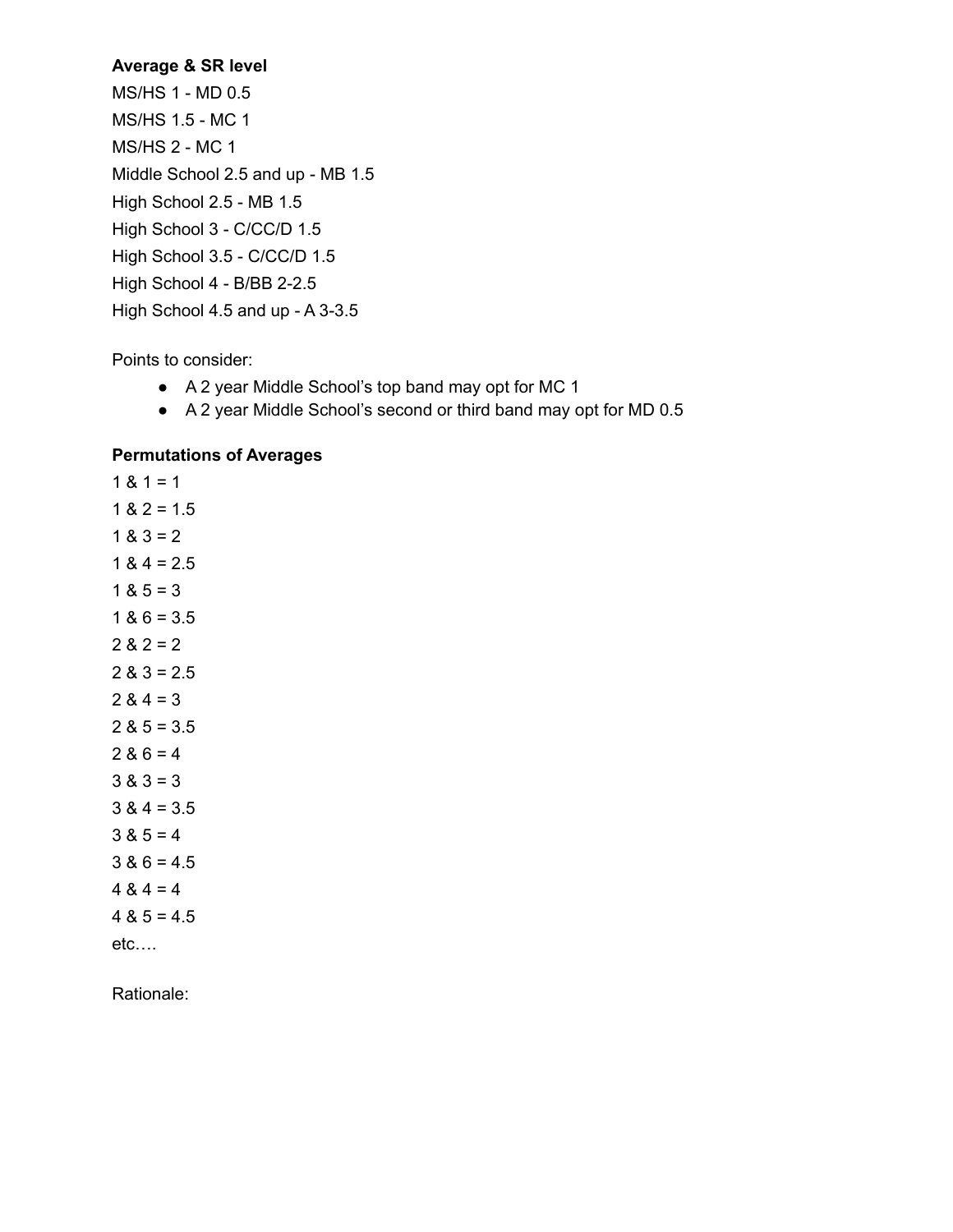**Average & SR level**

MS/HS 1 - MD 0.5
MS/HS 1.5 - MC 1
MS/HS 2 - MC 1
Middle School 2.5 and up - MB 1.5
High School 2.5 - MB 1.5
High School 3 - C/CC/D 1.5
High School 3.5 - C/CC/D 1.5
High School 4 - B/BB 2-2.5
High School 4.5 and up - A 3-3.5

Points to consider:

- A 2 year Middle School's top band may opt for MC 1
- A 2 year Middle School's second or third band may opt for MD 0.5

**Permutations of Averages**

1 & 1 = 1
1 & 2 = 1.5
1 & 3 = 2
1 & 4 = 2.5
1 & 5 = 3
1 & 6 = 3.5
2 & 2 = 2
2 & 3 = 2.5
2 & 4 = 3
2 & 5 = 3.5
2 & 6 = 4
3 & 3 = 3
3 & 4 = 3.5
3 & 5 = 4
3 & 6 = 4.5
4 & 4 = 4
4 & 5 = 4.5
etc….

Rationale: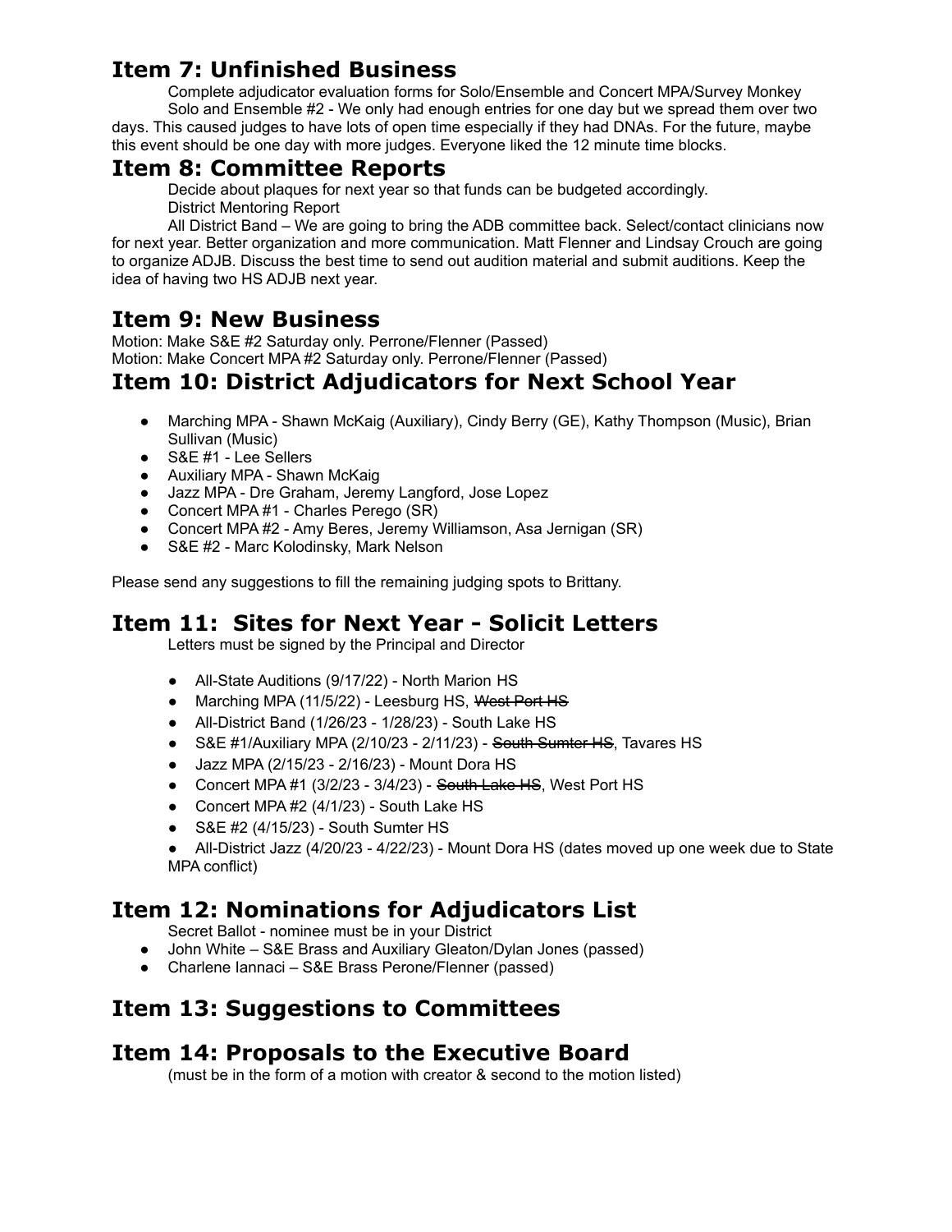## Item 7: Unfinished Business

Complete adjudicator evaluation forms for Solo/Ensemble and Concert MPA/Survey Monkey

Solo and Ensemble #2 - We only had enough entries for one day but we spread them over two days. This caused judges to have lots of open time especially if they had DNAs. For the future, maybe this event should be one day with more judges. Everyone liked the 12 minute time blocks.

## Item 8: Committee Reports

Decide about plaques for next year so that funds can be budgeted accordingly.

District Mentoring Report

All District Band – We are going to bring the ADB committee back. Select/contact clinicians now for next year. Better organization and more communication. Matt Flenner and Lindsay Crouch are going to organize ADJB. Discuss the best time to send out audition material and submit auditions. Keep the idea of having two HS ADJB next year.

## Item 9: New Business

Motion: Make S&E #2 Saturday only. Perrone/Flenner (Passed)
Motion: Make Concert MPA #2 Saturday only. Perrone/Flenner (Passed)

## Item 10: District Adjudicators for Next School Year

- Marching MPA - Shawn McKaig (Auxiliary), Cindy Berry (GE), Kathy Thompson (Music), Brian Sullivan (Music)
- S&E #1 - Lee Sellers
- Auxiliary MPA - Shawn McKaig
- Jazz MPA - Dre Graham, Jeremy Langford, Jose Lopez
- Concert MPA #1 - Charles Perego (SR)
- Concert MPA #2 - Amy Beres, Jeremy Williamson, Asa Jernigan (SR)
- S&E #2 - Marc Kolodinsky, Mark Nelson

Please send any suggestions to fill the remaining judging spots to Brittany.

## Item 11: Sites for Next Year - Solicit Letters

Letters must be signed by the Principal and Director

- All-State Auditions (9/17/22) - North Marion HS
- Marching MPA (11/5/22) - Leesburg HS, ~~West Port HS~~
- All-District Band (1/26/23 - 1/28/23) - South Lake HS
- S&E #1/Auxiliary MPA (2/10/23 - 2/11/23) - ~~South Sumter HS~~, Tavares HS
- Jazz MPA (2/15/23 - 2/16/23) - Mount Dora HS
- Concert MPA #1 (3/2/23 - 3/4/23) - ~~South Lake HS~~, West Port HS
- Concert MPA #2 (4/1/23) - South Lake HS
- S&E #2 (4/15/23) - South Sumter HS
- All-District Jazz (4/20/23 - 4/22/23) - Mount Dora HS (dates moved up one week due to State MPA conflict)

## Item 12: Nominations for Adjudicators List

Secret Ballot - nominee must be in your District

- John White – S&E Brass and Auxiliary Gleaton/Dylan Jones (passed)
- Charlene Iannaci – S&E Brass Perone/Flenner (passed)

## Item 13: Suggestions to Committees

## Item 14: Proposals to the Executive Board

(must be in the form of a motion with creator & second to the motion listed)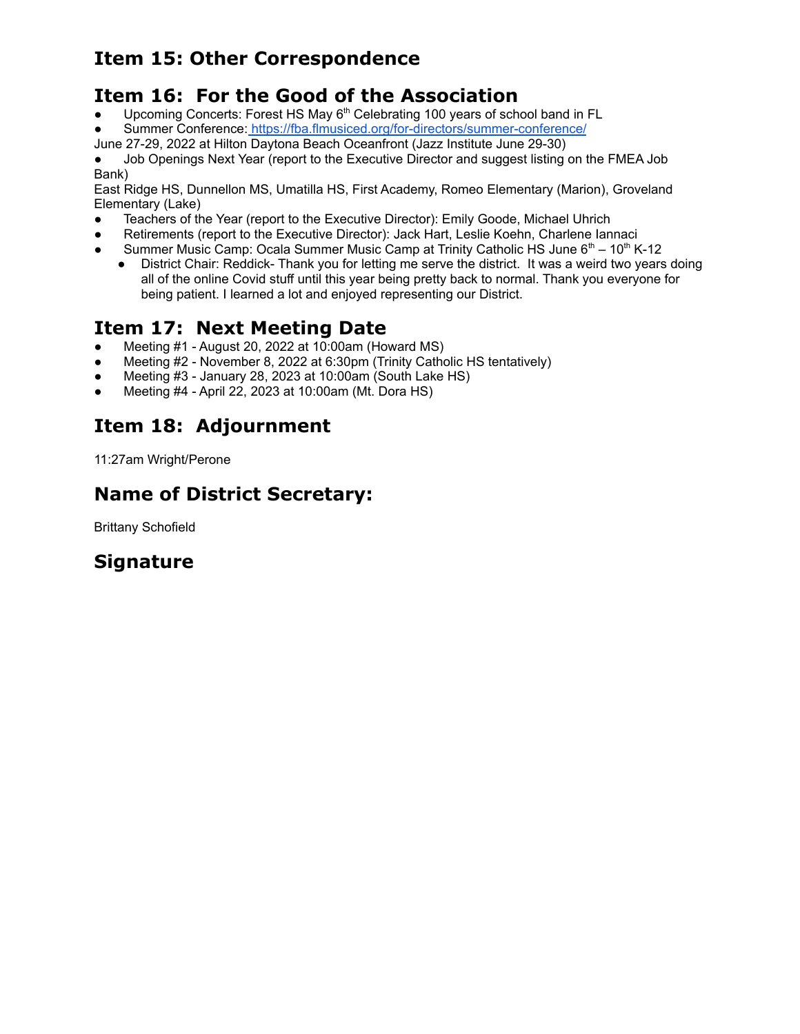## Item 15: Other Correspondence

## Item 16: For the Good of the Association

- Upcoming Concerts: Forest HS May 6th Celebrating 100 years of school band in FL
- Summer Conference: https://fba.flmusiced.org/for-directors/summer-conference/

June 27-29, 2022 at Hilton Daytona Beach Oceanfront (Jazz Institute June 29-30)

- Job Openings Next Year (report to the Executive Director and suggest listing on the FMEA Job Bank)

East Ridge HS, Dunnellon MS, Umatilla HS, First Academy, Romeo Elementary (Marion), Groveland Elementary (Lake)

- Teachers of the Year (report to the Executive Director): Emily Goode, Michael Uhrich
- Retirements (report to the Executive Director): Jack Hart, Leslie Koehn, Charlene Iannaci
- Summer Music Camp: Ocala Summer Music Camp at Trinity Catholic HS June 6th – 10th K-12
    - District Chair: Reddick- Thank you for letting me serve the district. It was a weird two years doing all of the online Covid stuff until this year being pretty back to normal. Thank you everyone for being patient. I learned a lot and enjoyed representing our District.

## Item 17: Next Meeting Date

- Meeting #1 - August 20, 2022 at 10:00am (Howard MS)
- Meeting #2 - November 8, 2022 at 6:30pm (Trinity Catholic HS tentatively)
- Meeting #3 - January 28, 2023 at 10:00am (South Lake HS)
- Meeting #4 - April 22, 2023 at 10:00am (Mt. Dora HS)

## Item 18: Adjournment

11:27am Wright/Perone

## Name of District Secretary:

Brittany Schofield

## Signature